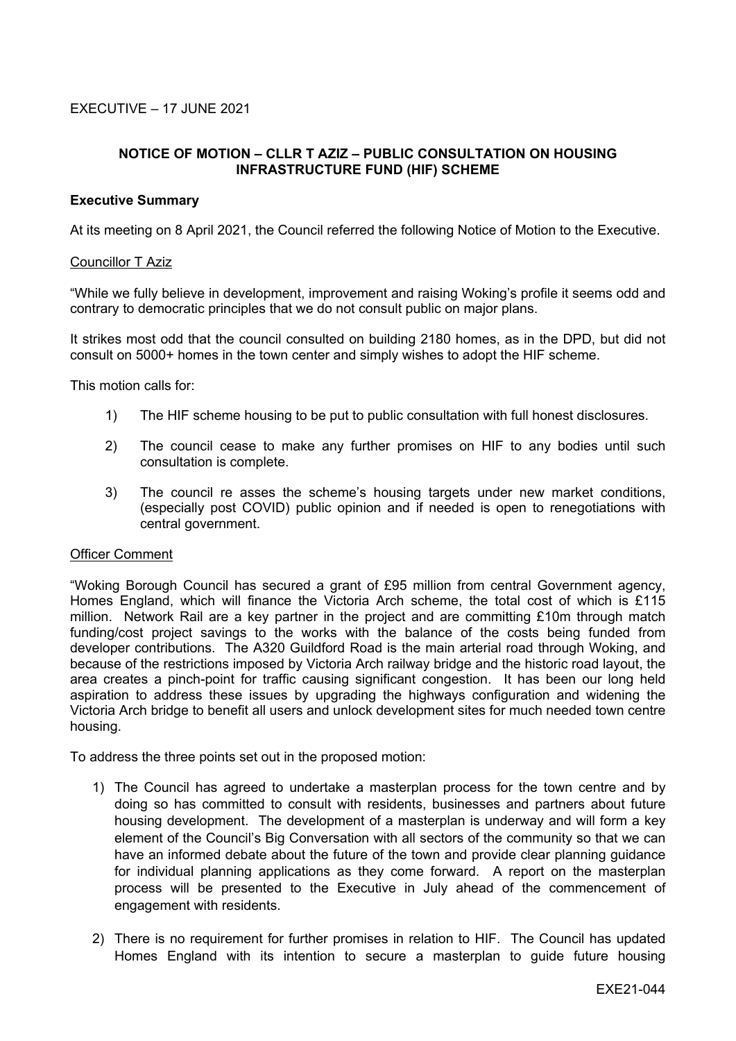EXECUTIVE – 17 JUNE 2021

## NOTICE OF MOTION – CLLR T AZIZ – PUBLIC CONSULTATION ON HOUSING INFRASTRUCTURE FUND (HIF) SCHEME

### Executive Summary

At its meeting on 8 April 2021, the Council referred the following Notice of Motion to the Executive.

Councillor T Aziz

"While we fully believe in development, improvement and raising Woking's profile it seems odd and contrary to democratic principles that we do not consult public on major plans.

It strikes most odd that the council consulted on building 2180 homes, as in the DPD, but did not consult on 5000+ homes in the town center and simply wishes to adopt the HIF scheme.

This motion calls for:

1) The HIF scheme housing to be put to public consultation with full honest disclosures.
2) The council cease to make any further promises on HIF to any bodies until such consultation is complete.
3) The council re asses the scheme's housing targets under new market conditions, (especially post COVID) public opinion and if needed is open to renegotiations with central government.

Officer Comment

"Woking Borough Council has secured a grant of £95 million from central Government agency, Homes England, which will finance the Victoria Arch scheme, the total cost of which is £115 million. Network Rail are a key partner in the project and are committing £10m through match funding/cost project savings to the works with the balance of the costs being funded from developer contributions. The A320 Guildford Road is the main arterial road through Woking, and because of the restrictions imposed by Victoria Arch railway bridge and the historic road layout, the area creates a pinch-point for traffic causing significant congestion. It has been our long held aspiration to address these issues by upgrading the highways configuration and widening the Victoria Arch bridge to benefit all users and unlock development sites for much needed town centre housing.

To address the three points set out in the proposed motion:

1) The Council has agreed to undertake a masterplan process for the town centre and by doing so has committed to consult with residents, businesses and partners about future housing development. The development of a masterplan is underway and will form a key element of the Council's Big Conversation with all sectors of the community so that we can have an informed debate about the future of the town and provide clear planning guidance for individual planning applications as they come forward. A report on the masterplan process will be presented to the Executive in July ahead of the commencement of engagement with residents.
2) There is no requirement for further promises in relation to HIF. The Council has updated Homes England with its intention to secure a masterplan to guide future housing

EXE21-044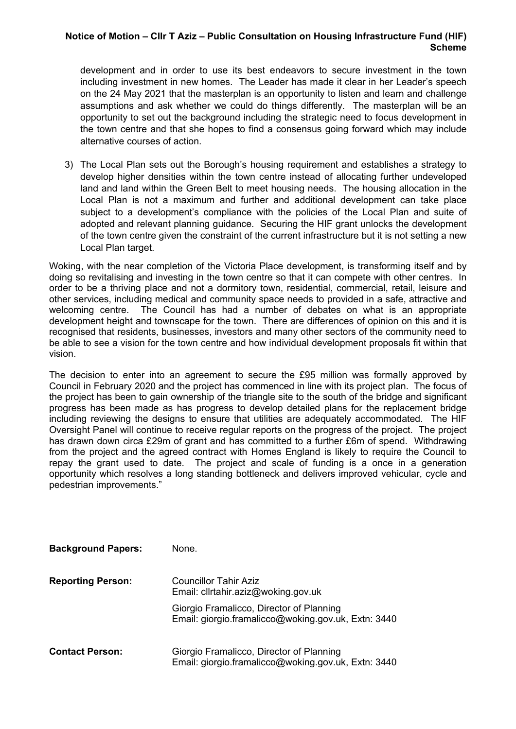development and in order to use its best endeavors to secure investment in the town including investment in new homes. The Leader has made it clear in her Leader's speech on the 24 May 2021 that the masterplan is an opportunity to listen and learn and challenge assumptions and ask whether we could do things differently. The masterplan will be an opportunity to set out the background including the strategic need to focus development in the town centre and that she hopes to find a consensus going forward which may include alternative courses of action.

3) The Local Plan sets out the Borough's housing requirement and establishes a strategy to develop higher densities within the town centre instead of allocating further undeveloped land and land within the Green Belt to meet housing needs. The housing allocation in the Local Plan is not a maximum and further and additional development can take place subject to a development's compliance with the policies of the Local Plan and suite of adopted and relevant planning guidance. Securing the HIF grant unlocks the development of the town centre given the constraint of the current infrastructure but it is not setting a new Local Plan target.

Woking, with the near completion of the Victoria Place development, is transforming itself and by doing so revitalising and investing in the town centre so that it can compete with other centres. In order to be a thriving place and not a dormitory town, residential, commercial, retail, leisure and other services, including medical and community space needs to provided in a safe, attractive and welcoming centre. The Council has had a number of debates on what is an appropriate development height and townscape for the town. There are differences of opinion on this and it is recognised that residents, businesses, investors and many other sectors of the community need to be able to see a vision for the town centre and how individual development proposals fit within that vision.

The decision to enter into an agreement to secure the £95 million was formally approved by Council in February 2020 and the project has commenced in line with its project plan. The focus of the project has been to gain ownership of the triangle site to the south of the bridge and significant progress has been made as has progress to develop detailed plans for the replacement bridge including reviewing the designs to ensure that utilities are adequately accommodated. The HIF Oversight Panel will continue to receive regular reports on the progress of the project. The project has drawn down circa £29m of grant and has committed to a further £6m of spend. Withdrawing from the project and the agreed contract with Homes England is likely to require the Council to repay the grant used to date. The project and scale of funding is a once in a generation opportunity which resolves a long standing bottleneck and delivers improved vehicular, cycle and pedestrian improvements."

**Background Papers:** None.

**Reporting Person:** Councillor Tahir Aziz
Email: cllrtahir.aziz@woking.gov.uk

Giorgio Framalicco, Director of Planning
Email: giorgio.framalicco@woking.gov.uk, Extn: 3440

**Contact Person:** Giorgio Framalicco, Director of Planning
Email: giorgio.framalicco@woking.gov.uk, Extn: 3440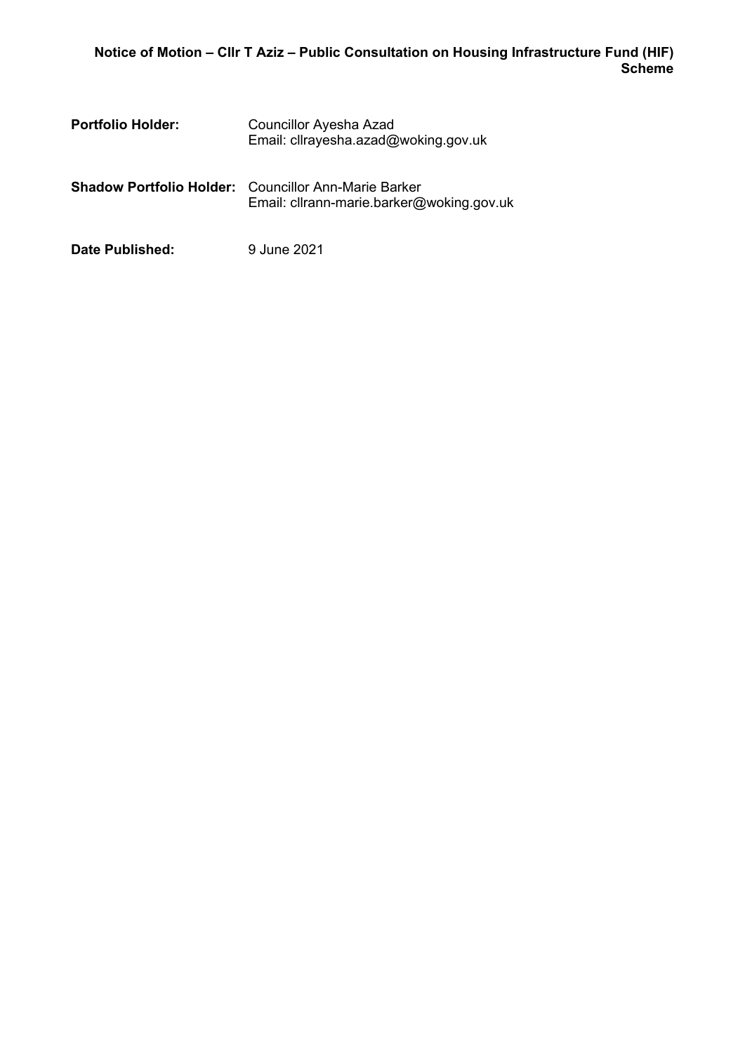**Notice of Motion – Cllr T Aziz – Public Consultation on Housing Infrastructure Fund (HIF) Scheme**

| | |
|---|---|
| **Portfolio Holder:** | Councillor Ayesha Azad<br>Email: cllrayesha.azad@woking.gov.uk |
| **Shadow Portfolio Holder:** | Councillor Ann-Marie Barker<br>Email: cllrann-marie.barker@woking.gov.uk |
| **Date Published:** | 9 June 2021 |